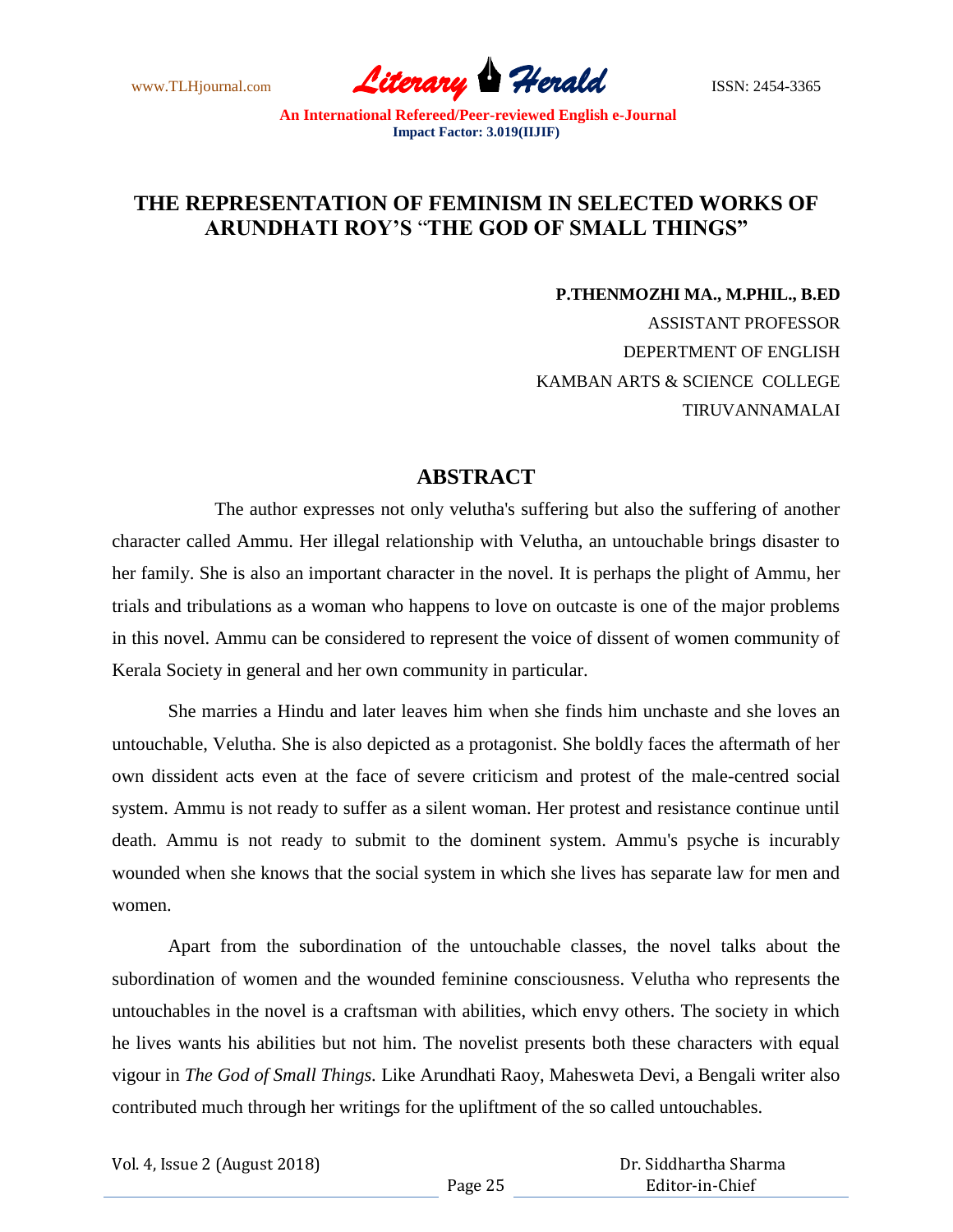# THE REPRESENTATION OF FEMINISM IN SELECTED WORKS OF ARUNDHATI ROY'S "THE GOD OF SMALL THINGS"

**P.THENMOZHI MA., M.PHIL., B.ED**
ASSISTANT PROFESSOR
DEPERTMENT OF ENGLISH
KAMBAN ARTS & SCIENCE COLLEGE
TIRUVANNAMALAI

## ABSTRACT

The author expresses not only velutha's suffering but also the suffering of another character called Ammu. Her illegal relationship with Velutha, an untouchable brings disaster to her family. She is also an important character in the novel. It is perhaps the plight of Ammu, her trials and tribulations as a woman who happens to love on outcaste is one of the major problems in this novel. Ammu can be considered to represent the voice of dissent of women community of Kerala Society in general and her own community in particular.

She marries a Hindu and later leaves him when she finds him unchaste and she loves an untouchable, Velutha. She is also depicted as a protagonist. She boldly faces the aftermath of her own dissident acts even at the face of severe criticism and protest of the male-centred social system. Ammu is not ready to suffer as a silent woman. Her protest and resistance continue until death. Ammu is not ready to submit to the dominent system. Ammu's psyche is incurably wounded when she knows that the social system in which she lives has separate law for men and women.

Apart from the subordination of the untouchable classes, the novel talks about the subordination of women and the wounded feminine consciousness. Velutha who represents the untouchables in the novel is a craftsman with abilities, which envy others. The society in which he lives wants his abilities but not him. The novelist presents both these characters with equal vigour in *The God of Small Things.* Like Arundhati Raoy, Mahesweta Devi, a Bengali writer also contributed much through her writings for the upliftment of the so called untouchables.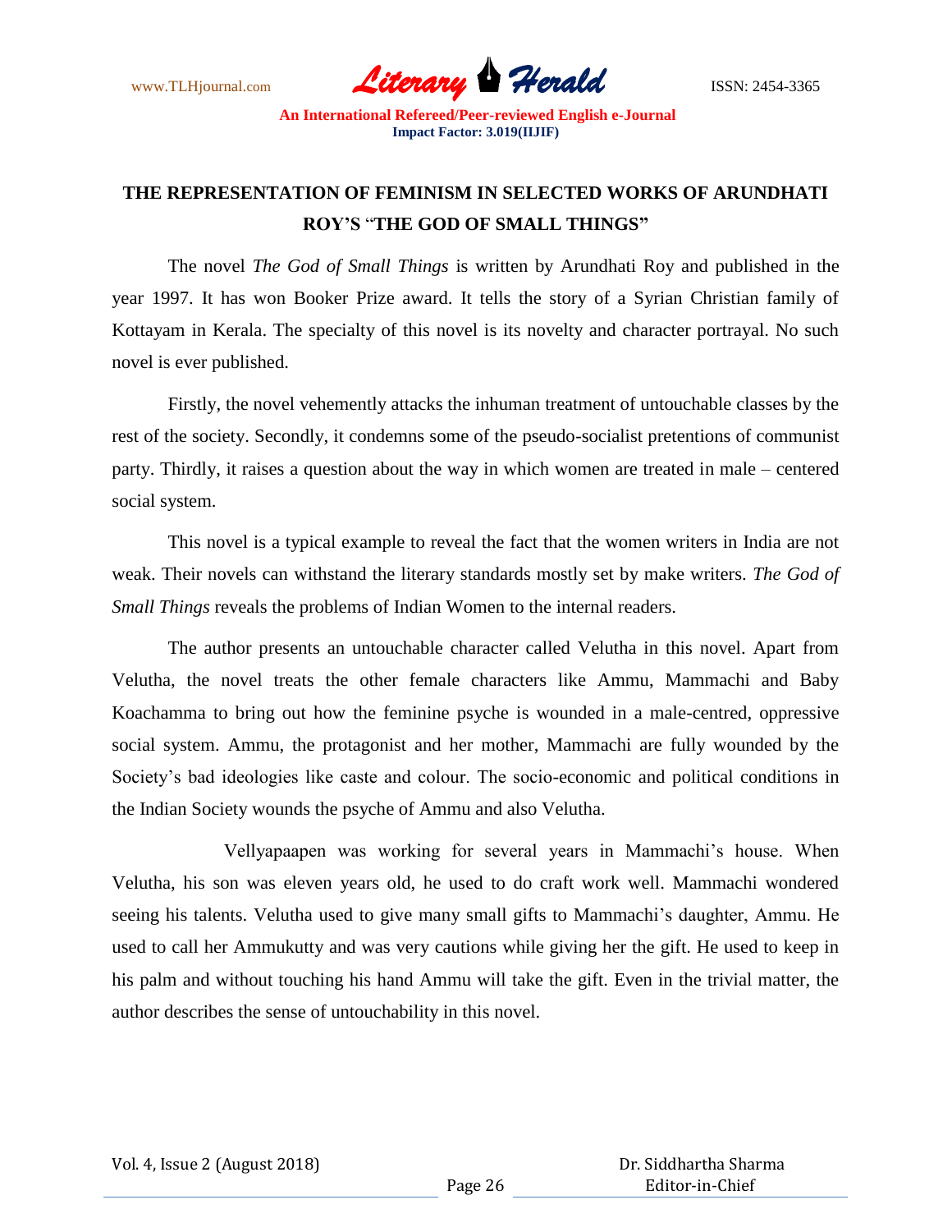## THE REPRESENTATION OF FEMINISM IN SELECTED WORKS OF ARUNDHATI ROY'S "THE GOD OF SMALL THINGS"

The novel *The God of Small Things* is written by Arundhati Roy and published in the year 1997. It has won Booker Prize award. It tells the story of a Syrian Christian family of Kottayam in Kerala. The specialty of this novel is its novelty and character portrayal. No such novel is ever published.

Firstly, the novel vehemently attacks the inhuman treatment of untouchable classes by the rest of the society. Secondly, it condemns some of the pseudo-socialist pretentions of communist party. Thirdly, it raises a question about the way in which women are treated in male – centered social system.

This novel is a typical example to reveal the fact that the women writers in India are not weak. Their novels can withstand the literary standards mostly set by make writers. *The God of Small Things* reveals the problems of Indian Women to the internal readers.

The author presents an untouchable character called Velutha in this novel. Apart from Velutha, the novel treats the other female characters like Ammu, Mammachi and Baby Koachamma to bring out how the feminine psyche is wounded in a male-centred, oppressive social system. Ammu, the protagonist and her mother, Mammachi are fully wounded by the Society's bad ideologies like caste and colour. The socio-economic and political conditions in the Indian Society wounds the psyche of Ammu and also Velutha.

Vellyapaapen was working for several years in Mammachi's house. When Velutha, his son was eleven years old, he used to do craft work well. Mammachi wondered seeing his talents. Velutha used to give many small gifts to Mammachi's daughter, Ammu. He used to call her Ammukutty and was very cautions while giving her the gift. He used to keep in his palm and without touching his hand Ammu will take the gift. Even in the trivial matter, the author describes the sense of untouchability in this novel.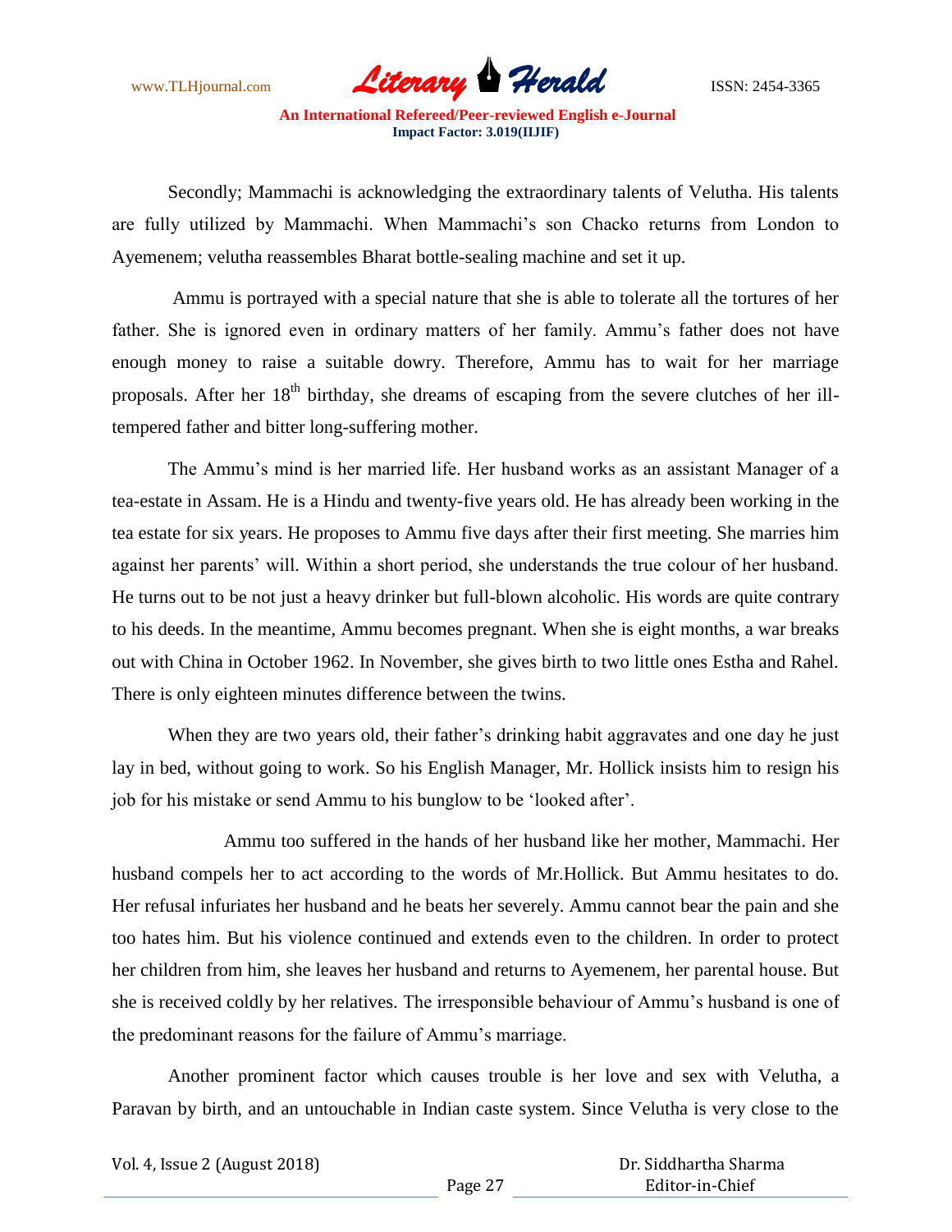Secondly; Mammachi is acknowledging the extraordinary talents of Velutha. His talents are fully utilized by Mammachi. When Mammachi's son Chacko returns from London to Ayemenem; velutha reassembles Bharat bottle-sealing machine and set it up.

Ammu is portrayed with a special nature that she is able to tolerate all the tortures of her father. She is ignored even in ordinary matters of her family. Ammu's father does not have enough money to raise a suitable dowry. Therefore, Ammu has to wait for her marriage proposals. After her $18^{th}$ birthday, she dreams of escaping from the severe clutches of her ill-tempered father and bitter long-suffering mother.

The Ammu's mind is her married life. Her husband works as an assistant Manager of a tea-estate in Assam. He is a Hindu and twenty-five years old. He has already been working in the tea estate for six years. He proposes to Ammu five days after their first meeting. She marries him against her parents' will. Within a short period, she understands the true colour of her husband. He turns out to be not just a heavy drinker but full-blown alcoholic. His words are quite contrary to his deeds. In the meantime, Ammu becomes pregnant. When she is eight months, a war breaks out with China in October 1962. In November, she gives birth to two little ones Estha and Rahel. There is only eighteen minutes difference between the twins.

When they are two years old, their father's drinking habit aggravates and one day he just lay in bed, without going to work. So his English Manager, Mr. Hollick insists him to resign his job for his mistake or send Ammu to his bunglow to be 'looked after'.

Ammu too suffered in the hands of her husband like her mother, Mammachi. Her husband compels her to act according to the words of Mr.Hollick. But Ammu hesitates to do. Her refusal infuriates her husband and he beats her severely. Ammu cannot bear the pain and she too hates him. But his violence continued and extends even to the children. In order to protect her children from him, she leaves her husband and returns to Ayemenem, her parental house. But she is received coldly by her relatives. The irresponsible behaviour of Ammu's husband is one of the predominant reasons for the failure of Ammu's marriage.

Another prominent factor which causes trouble is her love and sex with Velutha, a Paravan by birth, and an untouchable in Indian caste system. Since Velutha is very close to the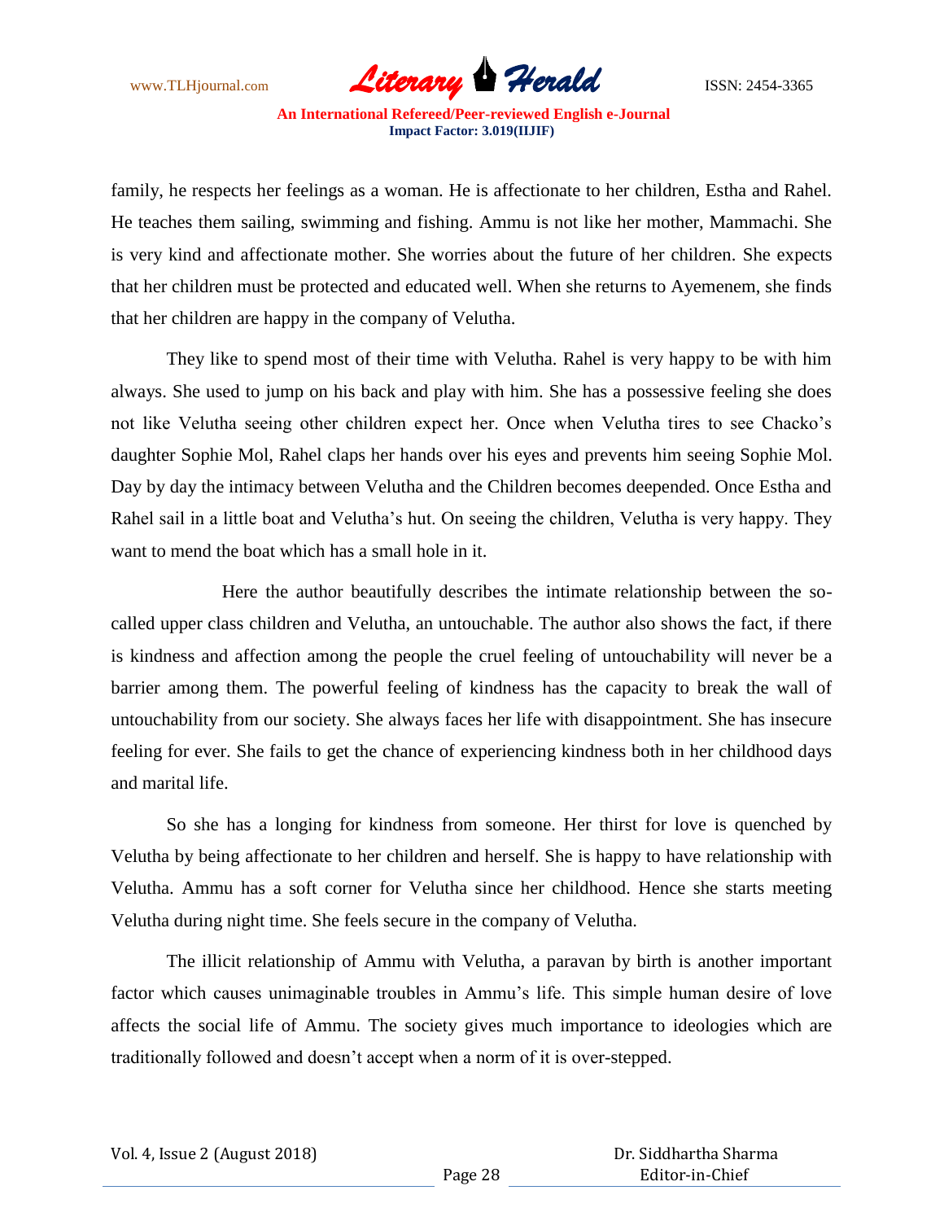family, he respects her feelings as a woman. He is affectionate to her children, Estha and Rahel. He teaches them sailing, swimming and fishing. Ammu is not like her mother, Mammachi. She is very kind and affectionate mother. She worries about the future of her children. She expects that her children must be protected and educated well. When she returns to Ayemenem, she finds that her children are happy in the company of Velutha.

They like to spend most of their time with Velutha. Rahel is very happy to be with him always. She used to jump on his back and play with him. She has a possessive feeling she does not like Velutha seeing other children expect her. Once when Velutha tires to see Chacko's daughter Sophie Mol, Rahel claps her hands over his eyes and prevents him seeing Sophie Mol. Day by day the intimacy between Velutha and the Children becomes deepended. Once Estha and Rahel sail in a little boat and Velutha's hut. On seeing the children, Velutha is very happy. They want to mend the boat which has a small hole in it.

Here the author beautifully describes the intimate relationship between the so-called upper class children and Velutha, an untouchable. The author also shows the fact, if there is kindness and affection among the people the cruel feeling of untouchability will never be a barrier among them. The powerful feeling of kindness has the capacity to break the wall of untouchability from our society. She always faces her life with disappointment. She has insecure feeling for ever. She fails to get the chance of experiencing kindness both in her childhood days and marital life.

So she has a longing for kindness from someone. Her thirst for love is quenched by Velutha by being affectionate to her children and herself. She is happy to have relationship with Velutha. Ammu has a soft corner for Velutha since her childhood. Hence she starts meeting Velutha during night time. She feels secure in the company of Velutha.

The illicit relationship of Ammu with Velutha, a paravan by birth is another important factor which causes unimaginable troubles in Ammu's life. This simple human desire of love affects the social life of Ammu. The society gives much importance to ideologies which are traditionally followed and doesn't accept when a norm of it is over-stepped.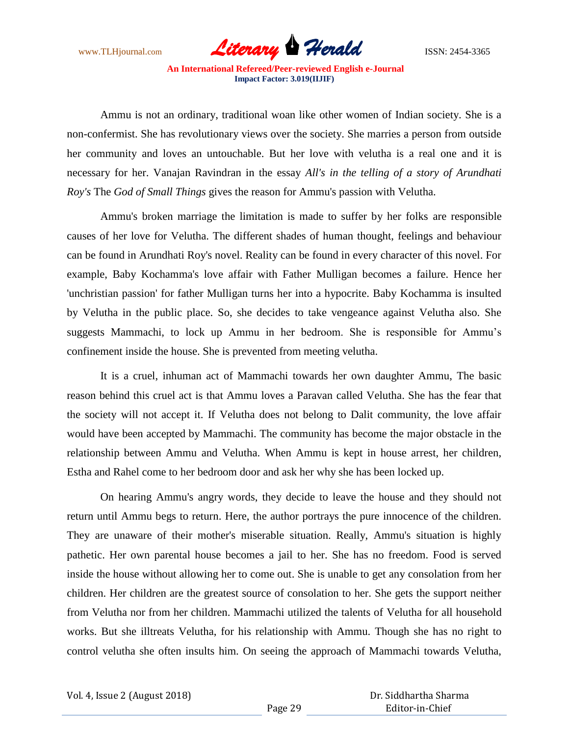Ammu is not an ordinary, traditional woan like other women of Indian society. She is a non-confermist. She has revolutionary views over the society. She marries a person from outside her community and loves an untouchable. But her love with velutha is a real one and it is necessary for her. Vanajan Ravindran in the essay *All's in the telling of a story of Arundhati Roy's* The *God of Small Things* gives the reason for Ammu's passion with Velutha.

Ammu's broken marriage the limitation is made to suffer by her folks are responsible causes of her love for Velutha. The different shades of human thought, feelings and behaviour can be found in Arundhati Roy's novel. Reality can be found in every character of this novel. For example, Baby Kochamma's love affair with Father Mulligan becomes a failure. Hence her 'unchristian passion' for father Mulligan turns her into a hypocrite. Baby Kochamma is insulted by Velutha in the public place. So, she decides to take vengeance against Velutha also. She suggests Mammachi, to lock up Ammu in her bedroom. She is responsible for Ammu's confinement inside the house. She is prevented from meeting velutha.

It is a cruel, inhuman act of Mammachi towards her own daughter Ammu, The basic reason behind this cruel act is that Ammu loves a Paravan called Velutha. She has the fear that the society will not accept it. If Velutha does not belong to Dalit community, the love affair would have been accepted by Mammachi. The community has become the major obstacle in the relationship between Ammu and Velutha. When Ammu is kept in house arrest, her children, Estha and Rahel come to her bedroom door and ask her why she has been locked up.

On hearing Ammu's angry words, they decide to leave the house and they should not return until Ammu begs to return. Here, the author portrays the pure innocence of the children. They are unaware of their mother's miserable situation. Really, Ammu's situation is highly pathetic. Her own parental house becomes a jail to her. She has no freedom. Food is served inside the house without allowing her to come out. She is unable to get any consolation from her children. Her children are the greatest source of consolation to her. She gets the support neither from Velutha nor from her children. Mammachi utilized the talents of Velutha for all household works. But she illtreats Velutha, for his relationship with Ammu. Though she has no right to control velutha she often insults him. On seeing the approach of Mammachi towards Velutha,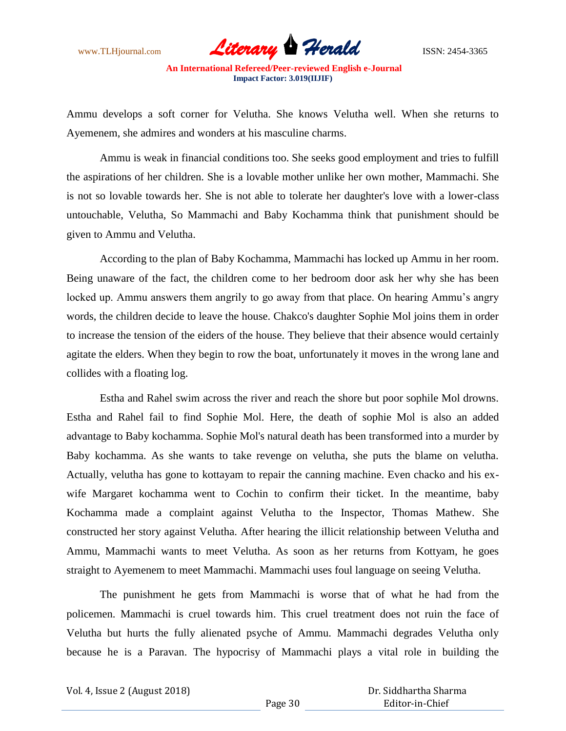Ammu develops a soft corner for Velutha. She knows Velutha well. When she returns to Ayemenem, she admires and wonders at his masculine charms.

Ammu is weak in financial conditions too. She seeks good employment and tries to fulfill the aspirations of her children. She is a lovable mother unlike her own mother, Mammachi. She is not so lovable towards her. She is not able to tolerate her daughter's love with a lower-class untouchable, Velutha, So Mammachi and Baby Kochamma think that punishment should be given to Ammu and Velutha.

According to the plan of Baby Kochamma, Mammachi has locked up Ammu in her room. Being unaware of the fact, the children come to her bedroom door ask her why she has been locked up. Ammu answers them angrily to go away from that place. On hearing Ammu's angry words, the children decide to leave the house. Chakco's daughter Sophie Mol joins them in order to increase the tension of the eiders of the house. They believe that their absence would certainly agitate the elders. When they begin to row the boat, unfortunately it moves in the wrong lane and collides with a floating log.

Estha and Rahel swim across the river and reach the shore but poor sophile Mol drowns. Estha and Rahel fail to find Sophie Mol. Here, the death of sophie Mol is also an added advantage to Baby kochamma. Sophie Mol's natural death has been transformed into a murder by Baby kochamma. As she wants to take revenge on velutha, she puts the blame on velutha. Actually, velutha has gone to kottayam to repair the canning machine. Even chacko and his ex-wife Margaret kochamma went to Cochin to confirm their ticket. In the meantime, baby Kochamma made a complaint against Velutha to the Inspector, Thomas Mathew. She constructed her story against Velutha. After hearing the illicit relationship between Velutha and Ammu, Mammachi wants to meet Velutha. As soon as her returns from Kottyam, he goes straight to Ayemenem to meet Mammachi. Mammachi uses foul language on seeing Velutha.

The punishment he gets from Mammachi is worse that of what he had from the policemen. Mammachi is cruel towards him. This cruel treatment does not ruin the face of Velutha but hurts the fully alienated psyche of Ammu. Mammachi degrades Velutha only because he is a Paravan. The hypocrisy of Mammachi plays a vital role in building the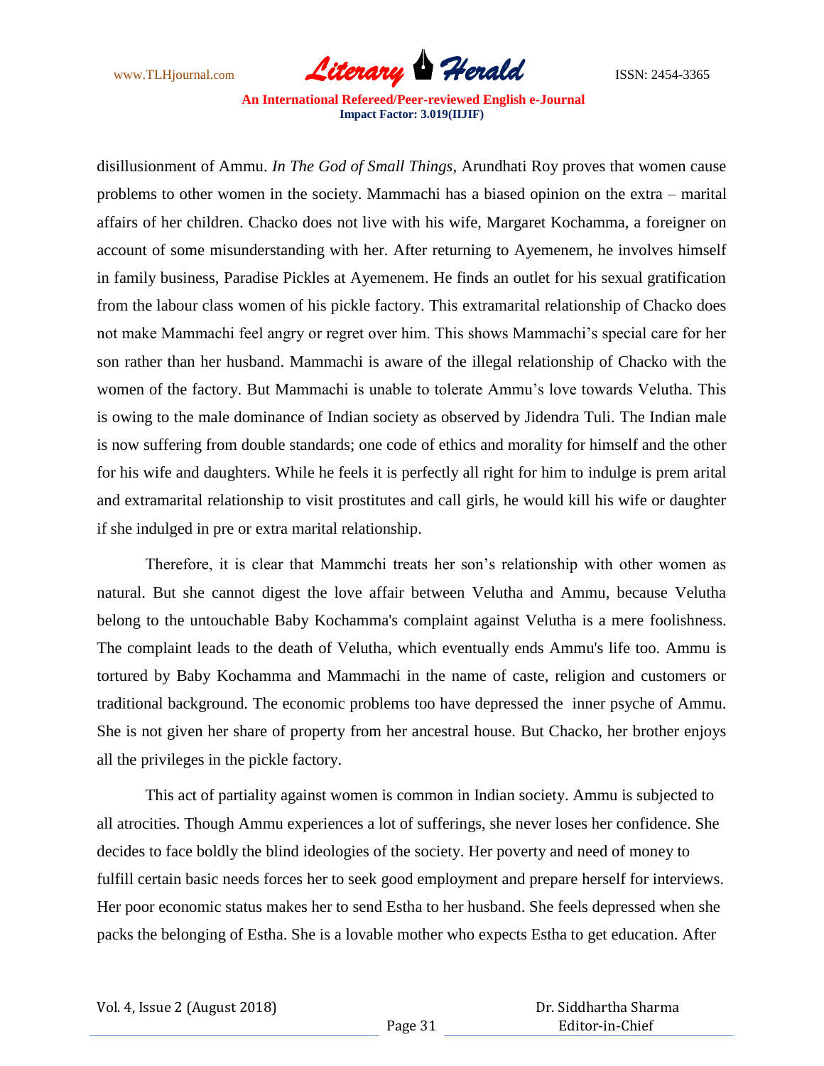disillusionment of Ammu. *In The God of Small Things,* Arundhati Roy proves that women cause problems to other women in the society. Mammachi has a biased opinion on the extra – marital affairs of her children. Chacko does not live with his wife, Margaret Kochamma, a foreigner on account of some misunderstanding with her. After returning to Ayemenem, he involves himself in family business, Paradise Pickles at Ayemenem. He finds an outlet for his sexual gratification from the labour class women of his pickle factory. This extramarital relationship of Chacko does not make Mammachi feel angry or regret over him. This shows Mammachi's special care for her son rather than her husband. Mammachi is aware of the illegal relationship of Chacko with the women of the factory. But Mammachi is unable to tolerate Ammu's love towards Velutha. This is owing to the male dominance of Indian society as observed by Jidendra Tuli. The Indian male is now suffering from double standards; one code of ethics and morality for himself and the other for his wife and daughters. While he feels it is perfectly all right for him to indulge is prem arital and extramarital relationship to visit prostitutes and call girls, he would kill his wife or daughter if she indulged in pre or extra marital relationship.

Therefore, it is clear that Mammchi treats her son's relationship with other women as natural. But she cannot digest the love affair between Velutha and Ammu, because Velutha belong to the untouchable Baby Kochamma's complaint against Velutha is a mere foolishness. The complaint leads to the death of Velutha, which eventually ends Ammu's life too. Ammu is tortured by Baby Kochamma and Mammachi in the name of caste, religion and customers or traditional background. The economic problems too have depressed the inner psyche of Ammu. She is not given her share of property from her ancestral house. But Chacko, her brother enjoys all the privileges in the pickle factory.

This act of partiality against women is common in Indian society. Ammu is subjected to all atrocities. Though Ammu experiences a lot of sufferings, she never loses her confidence. She decides to face boldly the blind ideologies of the society. Her poverty and need of money to fulfill certain basic needs forces her to seek good employment and prepare herself for interviews. Her poor economic status makes her to send Estha to her husband. She feels depressed when she packs the belonging of Estha. She is a lovable mother who expects Estha to get education. After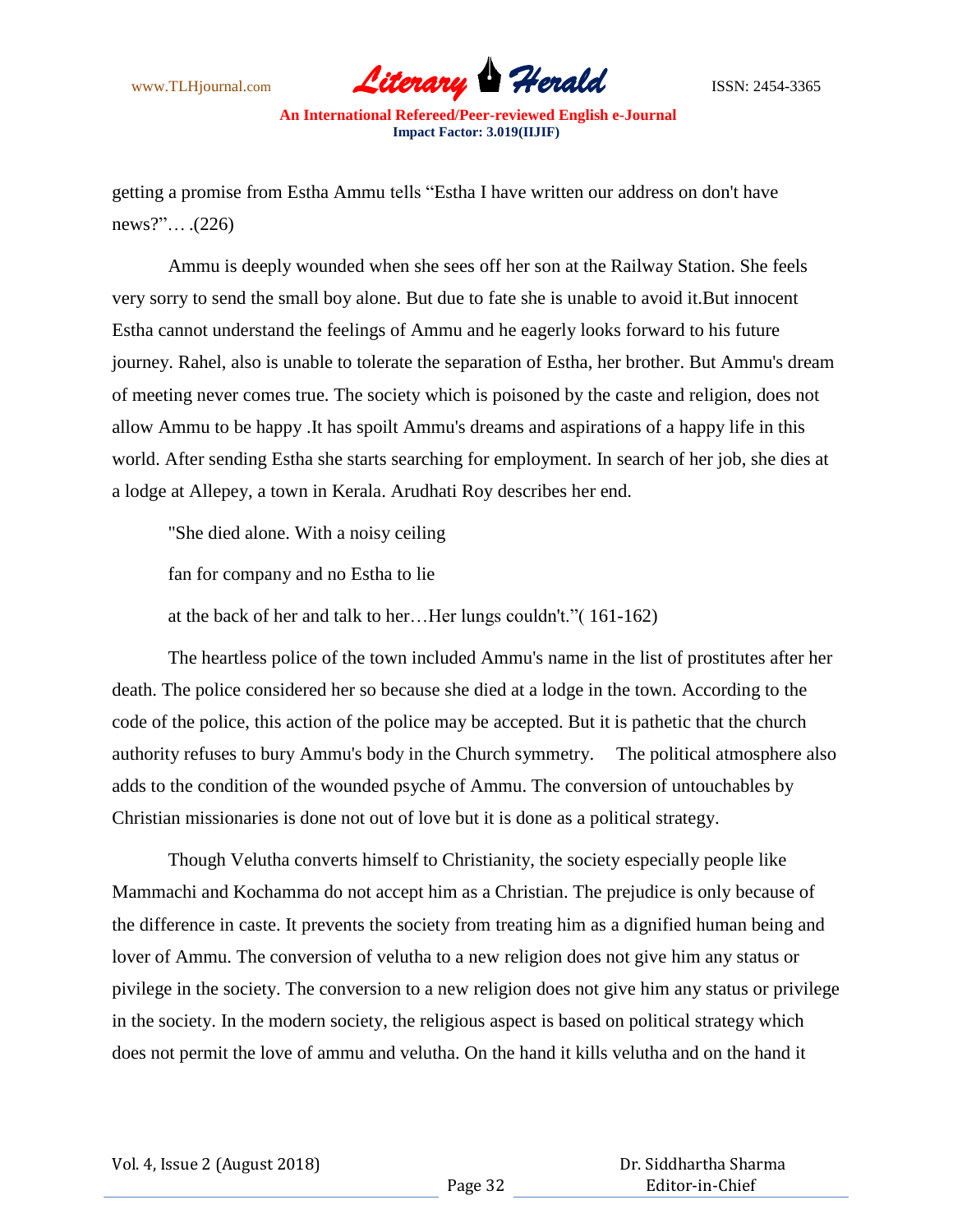getting a promise from Estha Ammu tells "Estha I have written our address on don't have news?"… .(226)

Ammu is deeply wounded when she sees off her son at the Railway Station. She feels very sorry to send the small boy alone. But due to fate she is unable to avoid it.But innocent Estha cannot understand the feelings of Ammu and he eagerly looks forward to his future journey. Rahel, also is unable to tolerate the separation of Estha, her brother. But Ammu's dream of meeting never comes true. The society which is poisoned by the caste and religion, does not allow Ammu to be happy .It has spoilt Ammu's dreams and aspirations of a happy life in this world. After sending Estha she starts searching for employment. In search of her job, she dies at a lodge at Allepey, a town in Kerala. Arudhati Roy describes her end.

"She died alone. With a noisy ceiling

fan for company and no Estha to lie

at the back of her and talk to her…Her lungs couldn't."( 161-162)

The heartless police of the town included Ammu's name in the list of prostitutes after her death. The police considered her so because she died at a lodge in the town. According to the code of the police, this action of the police may be accepted. But it is pathetic that the church authority refuses to bury Ammu's body in the Church symmetry. The political atmosphere also adds to the condition of the wounded psyche of Ammu. The conversion of untouchables by Christian missionaries is done not out of love but it is done as a political strategy.

Though Velutha converts himself to Christianity, the society especially people like Mammachi and Kochamma do not accept him as a Christian. The prejudice is only because of the difference in caste. It prevents the society from treating him as a dignified human being and lover of Ammu. The conversion of velutha to a new religion does not give him any status or pivilege in the society. The conversion to a new religion does not give him any status or privilege in the society. In the modern society, the religious aspect is based on political strategy which does not permit the love of ammu and velutha. On the hand it kills velutha and on the hand it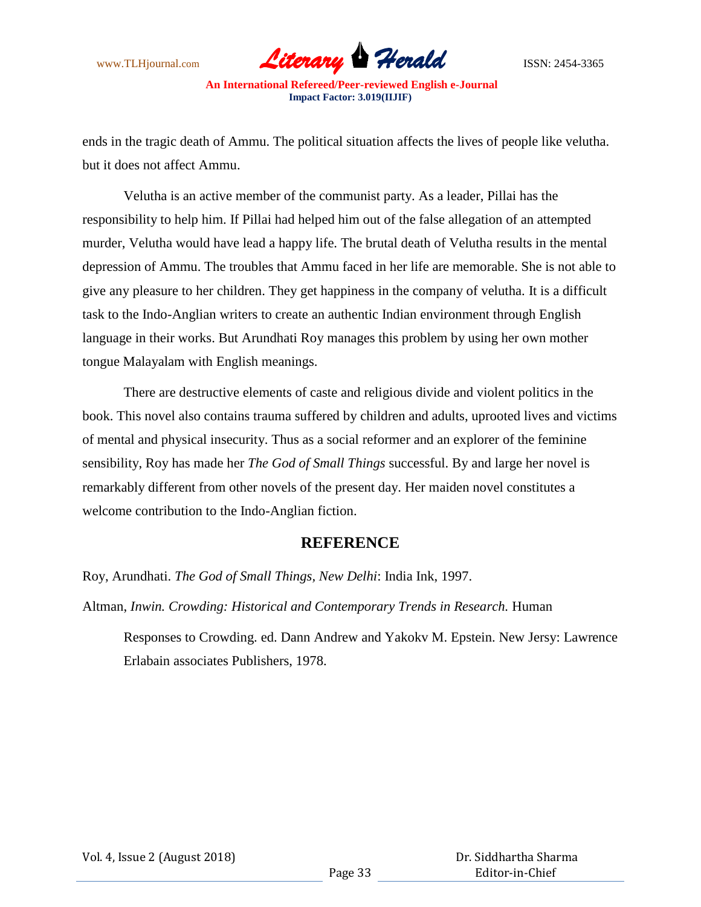ends in the tragic death of Ammu. The political situation affects the lives of people like velutha. but it does not affect Ammu.

Velutha is an active member of the communist party. As a leader, Pillai has the responsibility to help him. If Pillai had helped him out of the false allegation of an attempted murder, Velutha would have lead a happy life. The brutal death of Velutha results in the mental depression of Ammu. The troubles that Ammu faced in her life are memorable. She is not able to give any pleasure to her children. They get happiness in the company of velutha. It is a difficult task to the Indo-Anglian writers to create an authentic Indian environment through English language in their works. But Arundhati Roy manages this problem by using her own mother tongue Malayalam with English meanings.

There are destructive elements of caste and religious divide and violent politics in the book. This novel also contains trauma suffered by children and adults, uprooted lives and victims of mental and physical insecurity. Thus as a social reformer and an explorer of the feminine sensibility, Roy has made her *The God of Small Things* successful. By and large her novel is remarkably different from other novels of the present day. Her maiden novel constitutes a welcome contribution to the Indo-Anglian fiction.

## REFERENCE

Roy, Arundhati. *The God of Small Things, New Delhi*: India Ink, 1997.

Altman, *Inwin. Crowding: Historical and Contemporary Trends in Research.* Human Responses to Crowding. ed. Dann Andrew and Yakokv M. Epstein. New Jersy: Lawrence Erlabain associates Publishers, 1978.